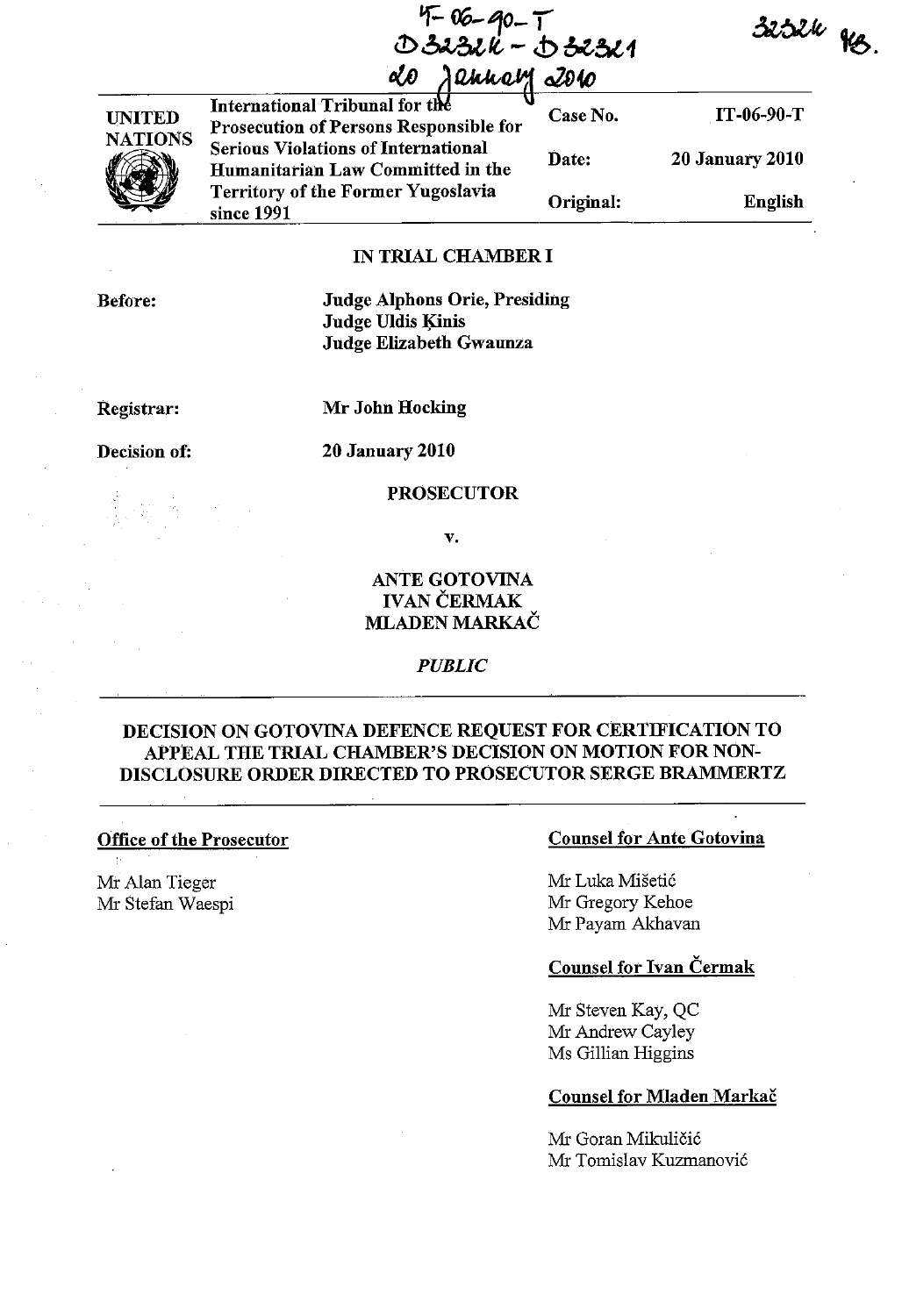IT-06-90-T
D32324 - D32321
20 January 2010

32324 MB.

| UNITED NATIONS | International Tribunal for the Prosecution of Persons Responsible for Serious Violations of International Humanitarian Law Committed in the Territory of the Former Yugoslavia since 1991 | Case No. | IT-06-90-T |
|---|---|---|---|
| | | Date: | 20 January 2010 |
| | | Original: | English |

**IN TRIAL CHAMBER I**

**Before:** **Judge Alphons Orie, Presiding**
**Judge Uldis Ķinis**
**Judge Elizabeth Gwaunza**

**Registrar:** **Mr John Hocking**

**Decision of:** **20 January 2010**

**PROSECUTOR**

**v.**

**ANTE GOTOVINA**
**IVAN ČERMAK**
**MLADEN MARKAČ**

*PUBLIC*

## DECISION ON GOTOVINA DEFENCE REQUEST FOR CERTIFICATION TO APPEAL THE TRIAL CHAMBER'S DECISION ON MOTION FOR NON-DISCLOSURE ORDER DIRECTED TO PROSECUTOR SERGE BRAMMERTZ

**Office of the Prosecutor**

Mr Alan Tieger
Mr Stefan Waespi

**Counsel for Ante Gotovina**

Mr Luka Mišetić
Mr Gregory Kehoe
Mr Payam Akhavan

**Counsel for Ivan Čermak**

Mr Steven Kay, QC
Mr Andrew Cayley
Ms Gillian Higgins

**Counsel for Mladen Markač**

Mr Goran Mikuličić
Mr Tomislav Kuzmanović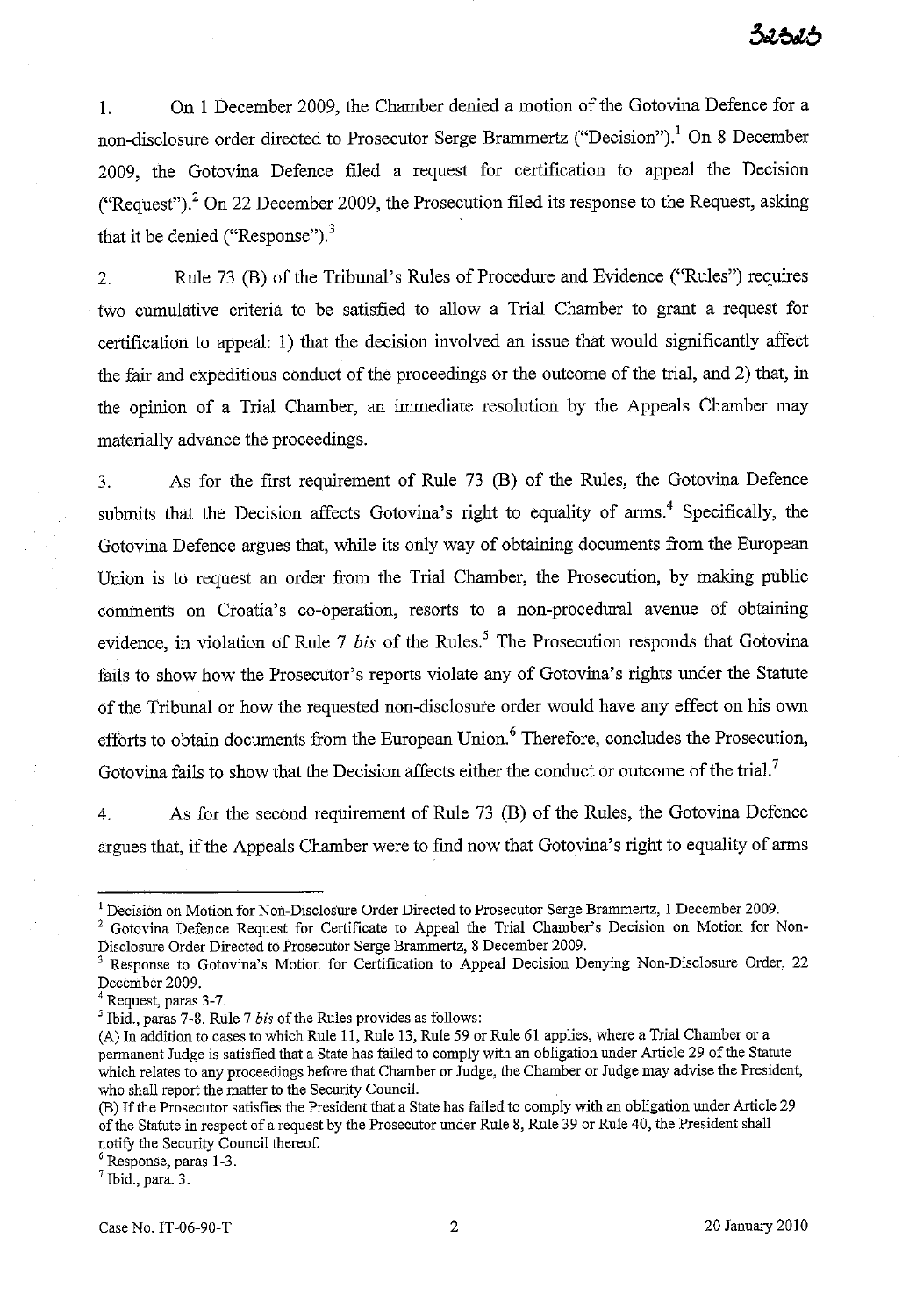1. On 1 December 2009, the Chamber denied a motion of the Gotovina Defence for a non-disclosure order directed to Prosecutor Serge Brammertz ("Decision").[1] On 8 December 2009, the Gotovina Defence filed a request for certification to appeal the Decision ("Request").[2] On 22 December 2009, the Prosecution filed its response to the Request, asking that it be denied ("Response").[3]

2. Rule 73 (B) of the Tribunal's Rules of Procedure and Evidence ("Rules") requires two cumulative criteria to be satisfied to allow a Trial Chamber to grant a request for certification to appeal: 1) that the decision involved an issue that would significantly affect the fair and expeditious conduct of the proceedings or the outcome of the trial, and 2) that, in the opinion of a Trial Chamber, an immediate resolution by the Appeals Chamber may materially advance the proceedings.

3. As for the first requirement of Rule 73 (B) of the Rules, the Gotovina Defence submits that the Decision affects Gotovina's right to equality of arms.[4] Specifically, the Gotovina Defence argues that, while its only way of obtaining documents from the European Union is to request an order from the Trial Chamber, the Prosecution, by making public comments on Croatia's co-operation, resorts to a non-procedural avenue of obtaining evidence, in violation of Rule 7 *bis* of the Rules.[5] The Prosecution responds that Gotovina fails to show how the Prosecutor's reports violate any of Gotovina's rights under the Statute of the Tribunal or how the requested non-disclosure order would have any effect on his own efforts to obtain documents from the European Union.[6] Therefore, concludes the Prosecution, Gotovina fails to show that the Decision affects either the conduct or outcome of the trial.[7]

4. As for the second requirement of Rule 73 (B) of the Rules, the Gotovina Defence argues that, if the Appeals Chamber were to find now that Gotovina's right to equality of arms

---

[1] Decision on Motion for Non-Disclosure Order Directed to Prosecutor Serge Brammertz, 1 December 2009.

[2] Gotovina Defence Request for Certificate to Appeal the Trial Chamber's Decision on Motion for Non-Disclosure Order Directed to Prosecutor Serge Brammertz, 8 December 2009.

[3] Response to Gotovina's Motion for Certification to Appeal Decision Denying Non-Disclosure Order, 22 December 2009.

[4] Request, paras 3-7.

[5] Ibid., paras 7-8. Rule 7 *bis* of the Rules provides as follows:

(A) In addition to cases to which Rule 11, Rule 13, Rule 59 or Rule 61 applies, where a Trial Chamber or a permanent Judge is satisfied that a State has failed to comply with an obligation under Article 29 of the Statute which relates to any proceedings before that Chamber or Judge, the Chamber or Judge may advise the President, who shall report the matter to the Security Council.

(B) If the Prosecutor satisfies the President that a State has failed to comply with an obligation under Article 29 of the Statute in respect of a request by the Prosecutor under Rule 8, Rule 39 or Rule 40, the President shall notify the Security Council thereof.

[6] Response, paras 1-3.

[7] Ibid., para. 3.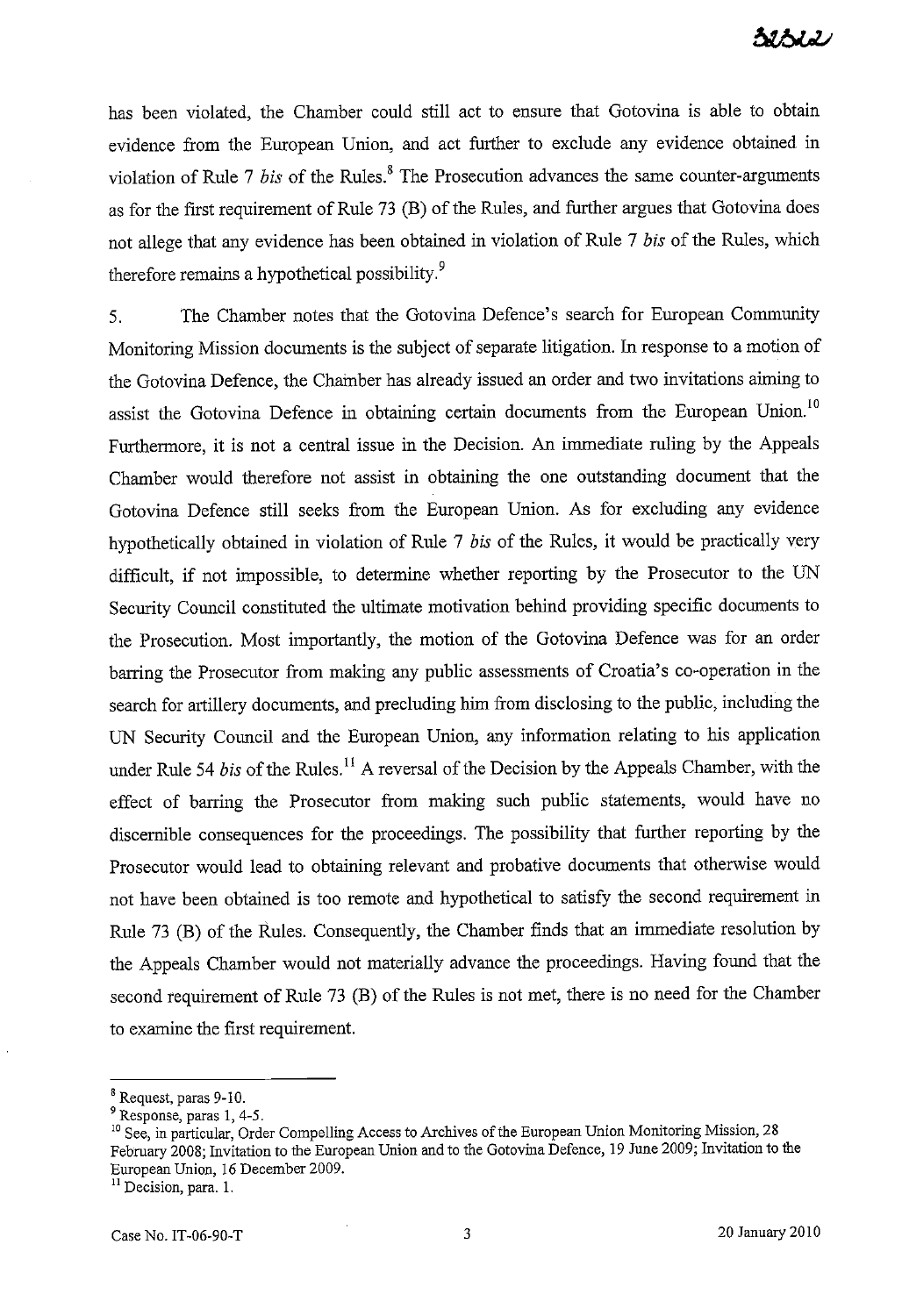has been violated, the Chamber could still act to ensure that Gotovina is able to obtain evidence from the European Union, and act further to exclude any evidence obtained in violation of Rule 7 *bis* of the Rules.[8] The Prosecution advances the same counter-arguments as for the first requirement of Rule 73 (B) of the Rules, and further argues that Gotovina does not allege that any evidence has been obtained in violation of Rule 7 *bis* of the Rules, which therefore remains a hypothetical possibility.[9]

5. The Chamber notes that the Gotovina Defence's search for European Community Monitoring Mission documents is the subject of separate litigation. In response to a motion of the Gotovina Defence, the Chamber has already issued an order and two invitations aiming to assist the Gotovina Defence in obtaining certain documents from the European Union.[10] Furthermore, it is not a central issue in the Decision. An immediate ruling by the Appeals Chamber would therefore not assist in obtaining the one outstanding document that the Gotovina Defence still seeks from the European Union. As for excluding any evidence hypothetically obtained in violation of Rule 7 *bis* of the Rules, it would be practically very difficult, if not impossible, to determine whether reporting by the Prosecutor to the UN Security Council constituted the ultimate motivation behind providing specific documents to the Prosecution. Most importantly, the motion of the Gotovina Defence was for an order barring the Prosecutor from making any public assessments of Croatia's co-operation in the search for artillery documents, and precluding him from disclosing to the public, including the UN Security Council and the European Union, any information relating to his application under Rule 54 *bis* of the Rules.[11] A reversal of the Decision by the Appeals Chamber, with the effect of barring the Prosecutor from making such public statements, would have no discernible consequences for the proceedings. The possibility that further reporting by the Prosecutor would lead to obtaining relevant and probative documents that otherwise would not have been obtained is too remote and hypothetical to satisfy the second requirement in Rule 73 (B) of the Rules. Consequently, the Chamber finds that an immediate resolution by the Appeals Chamber would not materially advance the proceedings. Having found that the second requirement of Rule 73 (B) of the Rules is not met, there is no need for the Chamber to examine the first requirement.

---

[8] Request, paras 9-10.

[9] Response, paras 1, 4-5.

[10] See, in particular, Order Compelling Access to Archives of the European Union Monitoring Mission, 28 February 2008; Invitation to the European Union and to the Gotovina Defence, 19 June 2009; Invitation to the European Union, 16 December 2009.

[11] Decision, para. 1.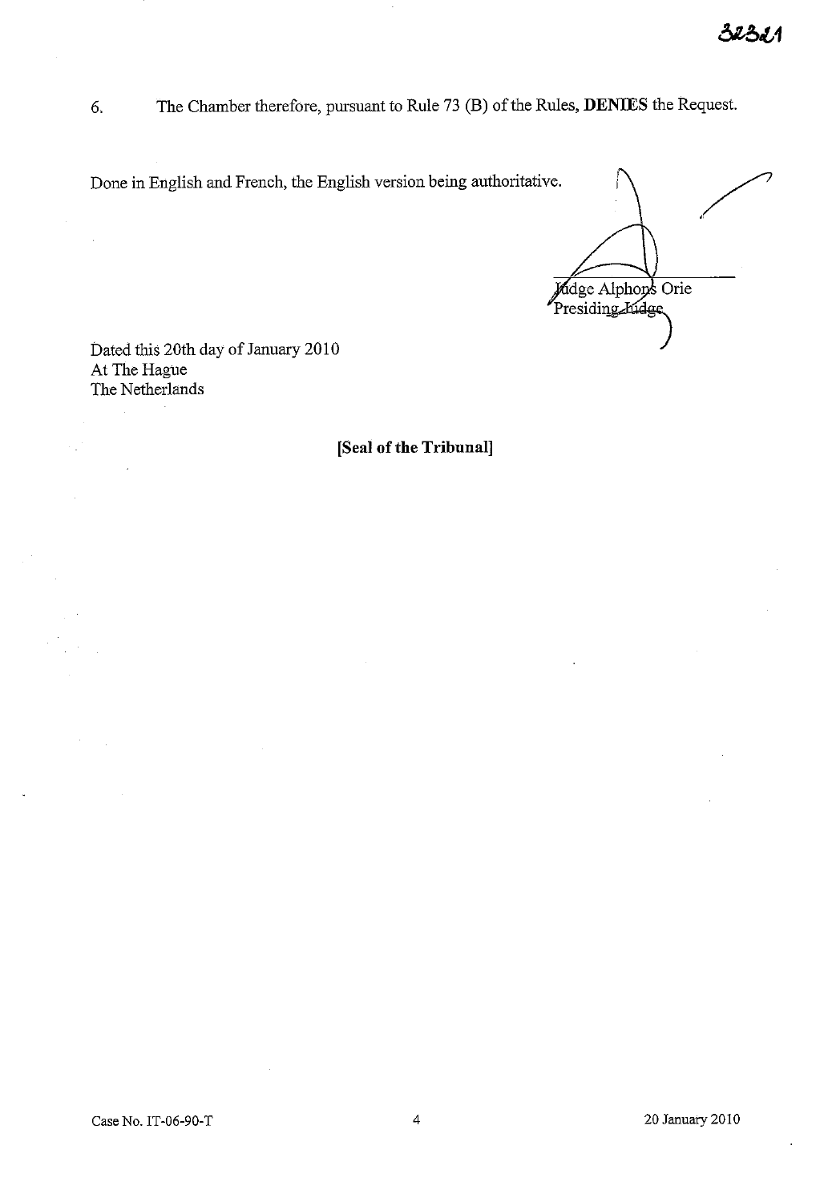6. The Chamber therefore, pursuant to Rule 73 (B) of the Rules, **DENIES** the Request.

Done in English and French, the English version being authoritative.

Judge Alphons Orie
Presiding Judge

Dated this 20th day of January 2010
At The Hague
The Netherlands

**[Seal of the Tribunal]**